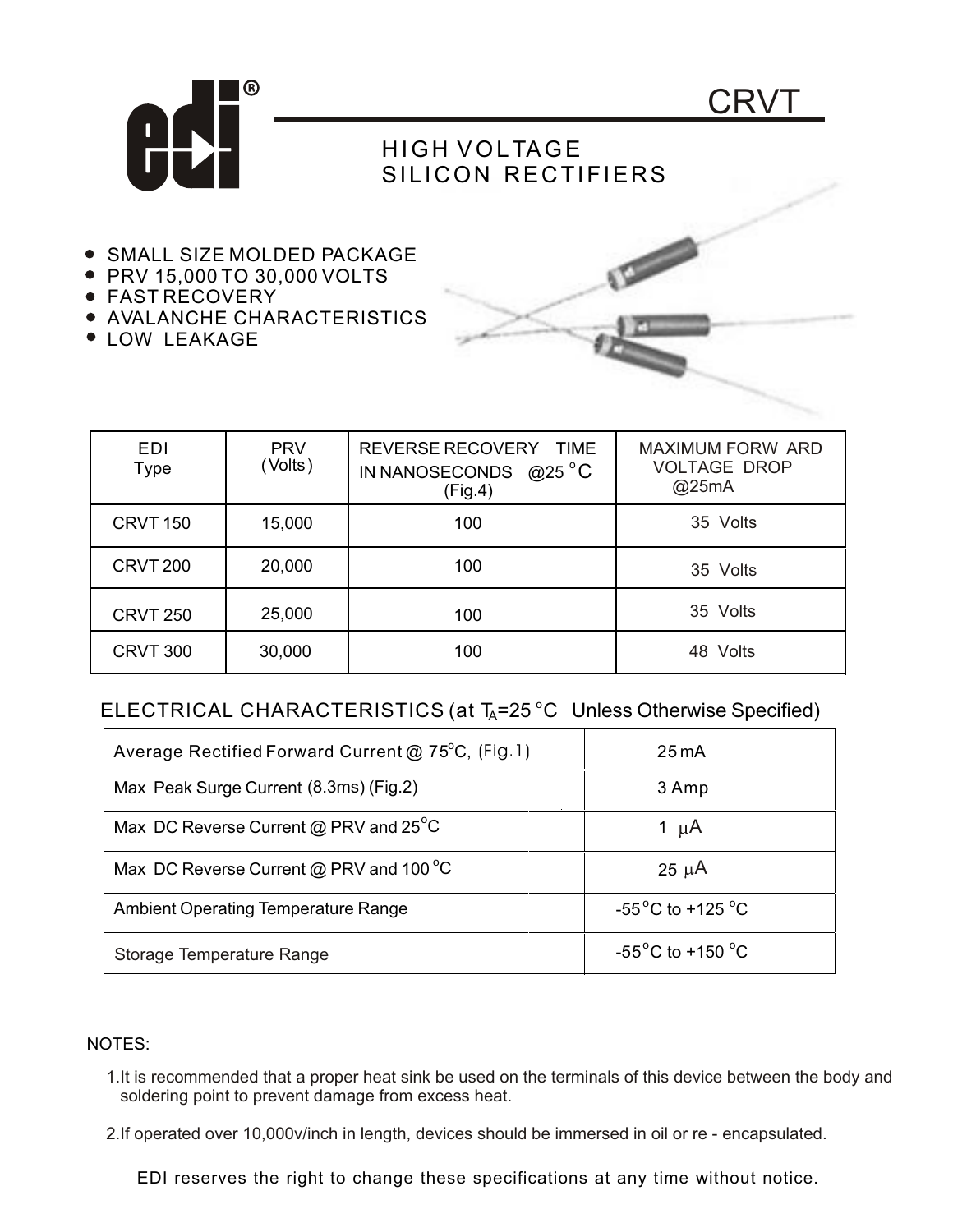# CRVT

## HIGH VOLTAGE SILICON RECTIFIERS

- SMALL SIZE MOLDED PACKAGE
- PRV 15,000 TO 30,000 VOLTS
- FAST RECOVERY
- AVALANCHE CHARACTERISTICS
- LOW LEAKAGE

| EDI Type | PRV (Volts) | REVERSE RECOVERY TIME IN NANOSECONDS @25 °C (Fig.4) | MAXIMUM FORWARD VOLTAGE DROP @25mA |
|---|---|---|---|
| CRVT 150 | 15,000 | 100 | 35 Volts |
| CRVT 200 | 20,000 | 100 | 35 Volts |
| CRVT 250 | 25,000 | 100 | 35 Volts |
| CRVT 300 | 30,000 | 100 | 48 Volts |

## ELECTRICAL CHARACTERISTICS (at $T_A$=25 °C Unless Otherwise Specified)

| Parameter | Value |
|---|---|
| Average Rectified Forward Current @ 75°C, (Fig.1) | 25 mA |
| Max Peak Surge Current (8.3ms) (Fig.2) | 3 Amp |
| Max DC Reverse Current @ PRV and 25°C | 1 μA |
| Max DC Reverse Current @ PRV and 100 °C | 25 μA |
| Ambient Operating Temperature Range | -55°C to +125 °C |
| Storage Temperature Range | -55°C to +150 °C |

NOTES:

1. It is recommended that a proper heat sink be used on the terminals of this device between the body and soldering point to prevent damage from excess heat.
2. If operated over 10,000v/inch in length, devices should be immersed in oil or re - encapsulated.

EDI reserves the right to change these specifications at any time without notice.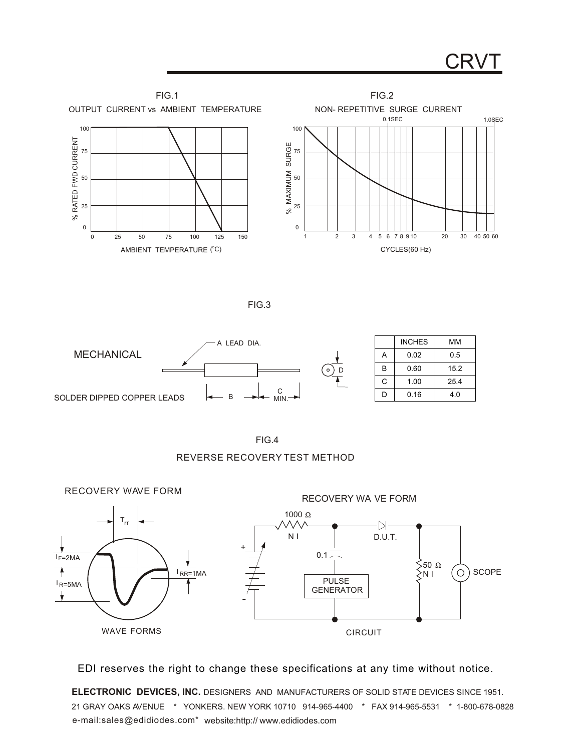# CRVT

## FIG.1

OUTPUT CURRENT vs AMBIENT TEMPERATURE

% RATED FWD CURRENT

100
75
50
25
0

0 25 50 75 100 125 150

AMBIENT TEMPERATURE (°C)

## FIG.2

NON- REPETITIVE SURGE CURRENT

0.1SEC
1.0SEC

% MAXIMUM SURGE

100
75
50
25
0

1 2 3 4 5 6 7 8 9 10 20 30 40 50 60

CYCLES(60 Hz)

## FIG.3

MECHANICAL

A LEAD DIA.

B
C MIN.
D

SOLDER DIPPED COPPER LEADS

| | INCHES | MM |
|---|---|---|
| A | 0.02 | 0.5 |
| B | 0.60 | 15.2 |
| C | 1.00 | 25.4 |
| D | 0.16 | 4.0 |

## FIG.4

REVERSE RECOVERY TEST METHOD

RECOVERY WAVE FORM

$T_{rr}$

$I_F$=2MA

$I_R$=5MA

$I_{RR}$=1MA

WAVE FORMS

RECOVERY WA VE FORM

1000 Ω
N I

D.U.T.

0.1

PULSE GENERATOR

50 Ω
N I

SCOPE

+
-

CIRCUIT

EDI reserves the right to change these specifications at any time without notice.

**ELECTRONIC DEVICES, INC.** DESIGNERS AND MANUFACTURERS OF SOLID STATE DEVICES SINCE 1951.
21 GRAY OAKS AVENUE * YONKERS. NEW YORK 10710 914-965-4400 * FAX 914-965-5531 * 1-800-678-0828
e-mail:sales@edidiodes.com* website:http:// www.edidiodes.com